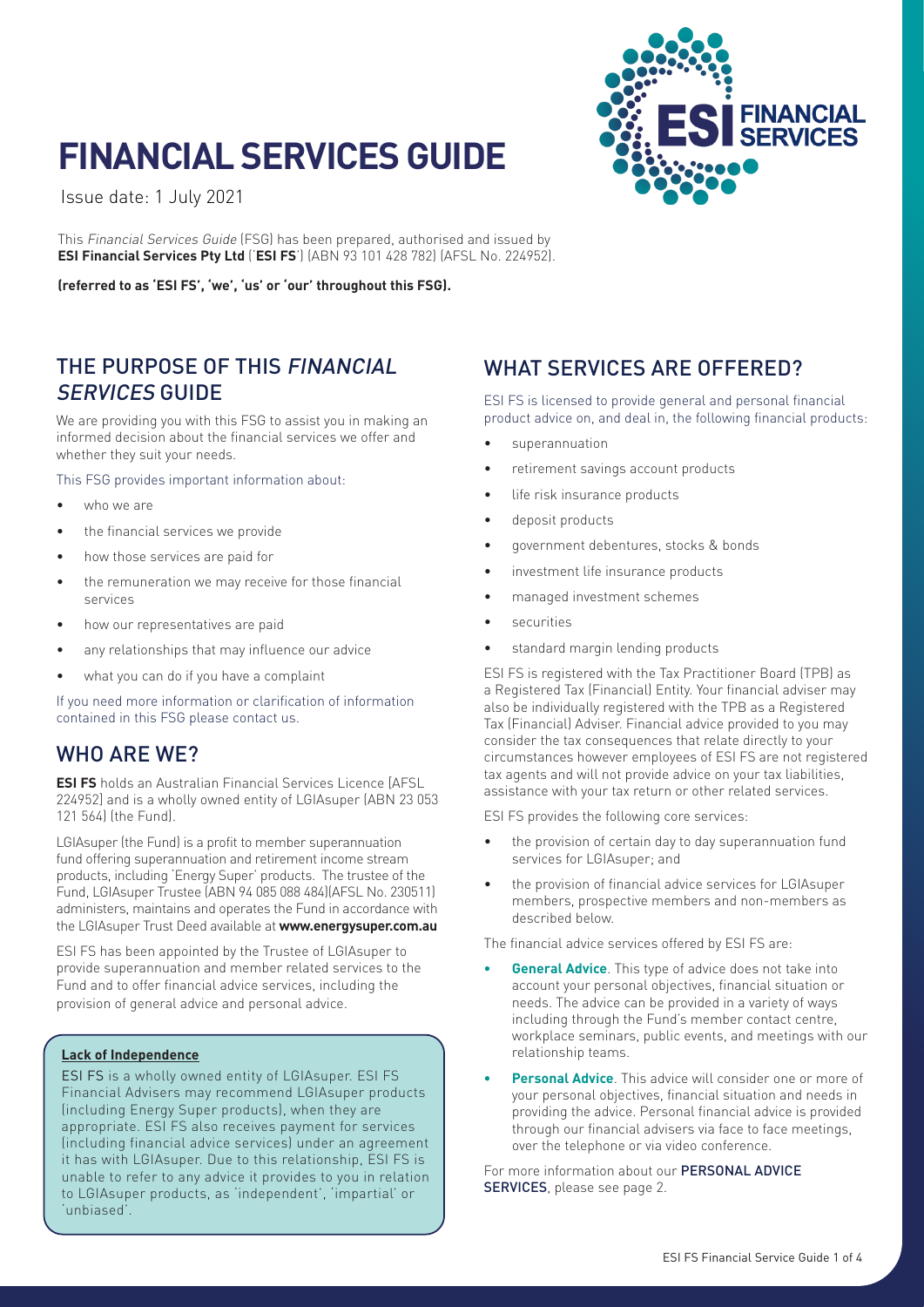# FINANCIAL SERVICES GUIDE

Issue date: 1 July 2021

This *Financial Services Guide* (FSG) has been prepared, authorised and issued by **ESI Financial Services Pty Ltd** ('**ESI FS**') (ABN 93 101 428 782) (AFSL No. 224952).

**(referred to as 'ESI FS', 'we', 'us' or 'our' throughout this FSG).**

## THE PURPOSE OF THIS *FINANCIAL SERVICES* GUIDE

We are providing you with this FSG to assist you in making an informed decision about the financial services we offer and whether they suit your needs.

This FSG provides important information about:

- who we are
- the financial services we provide
- how those services are paid for
- the remuneration we may receive for those financial services
- how our representatives are paid
- any relationships that may influence our advice
- what you can do if you have a complaint

If you need more information or clarification of information contained in this FSG please contact us.

## WHO ARE WE?

**ESI FS** holds an Australian Financial Services Licence [AFSL 224952] and is a wholly owned entity of LGIAsuper (ABN 23 053 121 564) (the Fund).

LGIAsuper (the Fund) is a profit to member superannuation fund offering superannuation and retirement income stream products, including 'Energy Super' products. The trustee of the Fund, LGIAsuper Trustee (ABN 94 085 088 484)(AFSL No. 230511) administers, maintains and operates the Fund in accordance with the LGIAsuper Trust Deed available at **www.energysuper.com.au**

ESI FS has been appointed by the Trustee of LGIAsuper to provide superannuation and member related services to the Fund and to offer financial advice services, including the provision of general advice and personal advice.

**Lack of Independence**

ESI FS is a wholly owned entity of LGIAsuper. ESI FS Financial Advisers may recommend LGIAsuper products (including Energy Super products), when they are appropriate. ESI FS also receives payment for services (including financial advice services) under an agreement it has with LGIAsuper. Due to this relationship, ESI FS is unable to refer to any advice it provides to you in relation to LGIAsuper products, as 'independent', 'impartial' or 'unbiased'.

## WHAT SERVICES ARE OFFERED?

ESI FS is licensed to provide general and personal financial product advice on, and deal in, the following financial products:

- superannuation
- retirement savings account products
- life risk insurance products
- deposit products
- government debentures, stocks & bonds
- investment life insurance products
- managed investment schemes
- securities
- standard margin lending products

ESI FS is registered with the Tax Practitioner Board (TPB) as a Registered Tax (Financial) Entity. Your financial adviser may also be individually registered with the TPB as a Registered Tax (Financial) Adviser. Financial advice provided to you may consider the tax consequences that relate directly to your circumstances however employees of ESI FS are not registered tax agents and will not provide advice on your tax liabilities, assistance with your tax return or other related services.

ESI FS provides the following core services:

- the provision of certain day to day superannuation fund services for LGIAsuper; and
- the provision of financial advice services for LGIAsuper members, prospective members and non-members as described below.

The financial advice services offered by ESI FS are:

- **General Advice**. This type of advice does not take into account your personal objectives, financial situation or needs. The advice can be provided in a variety of ways including through the Fund's member contact centre, workplace seminars, public events, and meetings with our relationship teams.
- **Personal Advice**. This advice will consider one or more of your personal objectives, financial situation and needs in providing the advice. Personal financial advice is provided through our financial advisers via face to face meetings, over the telephone or via video conference.

For more information about our PERSONAL ADVICE SERVICES, please see page 2.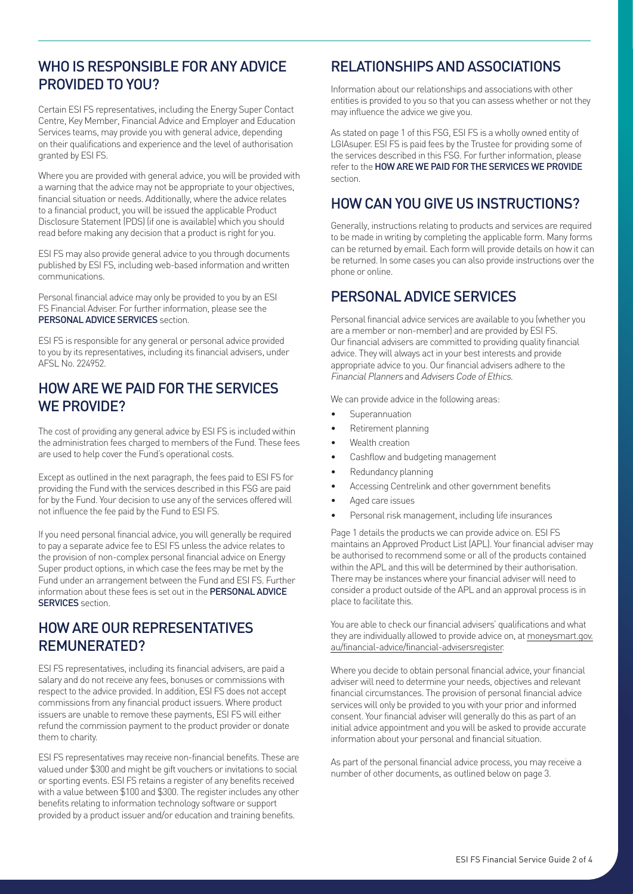## WHO IS RESPONSIBLE FOR ANY ADVICE PROVIDED TO YOU?

Certain ESI FS representatives, including the Energy Super Contact Centre, Key Member, Financial Advice and Employer and Education Services teams, may provide you with general advice, depending on their qualifications and experience and the level of authorisation granted by ESI FS.

Where you are provided with general advice, you will be provided with a warning that the advice may not be appropriate to your objectives, financial situation or needs. Additionally, where the advice relates to a financial product, you will be issued the applicable Product Disclosure Statement (PDS) (if one is available) which you should read before making any decision that a product is right for you.

ESI FS may also provide general advice to you through documents published by ESI FS, including web-based information and written communications.

Personal financial advice may only be provided to you by an ESI FS Financial Adviser. For further information, please see the **PERSONAL ADVICE SERVICES** section.

ESI FS is responsible for any general or personal advice provided to you by its representatives, including its financial advisers, under AFSL No. 224952.

## HOW ARE WE PAID FOR THE SERVICES WE PROVIDE?

The cost of providing any general advice by ESI FS is included within the administration fees charged to members of the Fund. These fees are used to help cover the Fund's operational costs.

Except as outlined in the next paragraph, the fees paid to ESI FS for providing the Fund with the services described in this FSG are paid for by the Fund. Your decision to use any of the services offered will not influence the fee paid by the Fund to ESI FS.

If you need personal financial advice, you will generally be required to pay a separate advice fee to ESI FS unless the advice relates to the provision of non-complex personal financial advice on Energy Super product options, in which case the fees may be met by the Fund under an arrangement between the Fund and ESI FS. Further information about these fees is set out in the **PERSONAL ADVICE SERVICES** section.

## HOW ARE OUR REPRESENTATIVES REMUNERATED?

ESI FS representatives, including its financial advisers, are paid a salary and do not receive any fees, bonuses or commissions with respect to the advice provided. In addition, ESI FS does not accept commissions from any financial product issuers. Where product issuers are unable to remove these payments, ESI FS will either refund the commission payment to the product provider or donate them to charity.

ESI FS representatives may receive non-financial benefits. These are valued under $300 and might be gift vouchers or invitations to social or sporting events. ESI FS retains a register of any benefits received with a value between $100 and $300. The register includes any other benefits relating to information technology software or support provided by a product issuer and/or education and training benefits.

## RELATIONSHIPS AND ASSOCIATIONS

Information about our relationships and associations with other entities is provided to you so that you can assess whether or not they may influence the advice we give you.

As stated on page 1 of this FSG, ESI FS is a wholly owned entity of LGIAsuper. ESI FS is paid fees by the Trustee for providing some of the services described in this FSG. For further information, please refer to the **HOW ARE WE PAID FOR THE SERVICES WE PROVIDE** section.

## HOW CAN YOU GIVE US INSTRUCTIONS?

Generally, instructions relating to products and services are required to be made in writing by completing the applicable form. Many forms can be returned by email. Each form will provide details on how it can be returned. In some cases you can also provide instructions over the phone or online.

## PERSONAL ADVICE SERVICES

Personal financial advice services are available to you (whether you are a member or non-member) and are provided by ESI FS. Our financial advisers are committed to providing quality financial advice. They will always act in your best interests and provide appropriate advice to you. Our financial advisers adhere to the *Financial Planners* and *Advisers Code of Ethics*.

We can provide advice in the following areas:

- Superannuation
- Retirement planning
- Wealth creation
- Cashflow and budgeting management
- Redundancy planning
- Accessing Centrelink and other government benefits
- Aged care issues
- Personal risk management, including life insurances

Page 1 details the products we can provide advice on. ESI FS maintains an Approved Product List (APL). Your financial adviser may be authorised to recommend some or all of the products contained within the APL and this will be determined by their authorisation. There may be instances where your financial adviser will need to consider a product outside of the APL and an approval process is in place to facilitate this.

You are able to check our financial advisers' qualifications and what they are individually allowed to provide advice on, at moneysmart.gov.au/financial-advice/financial-advisersregister.

Where you decide to obtain personal financial advice, your financial adviser will need to determine your needs, objectives and relevant financial circumstances. The provision of personal financial advice services will only be provided to you with your prior and informed consent. Your financial adviser will generally do this as part of an initial advice appointment and you will be asked to provide accurate information about your personal and financial situation.

As part of the personal financial advice process, you may receive a number of other documents, as outlined below on page 3.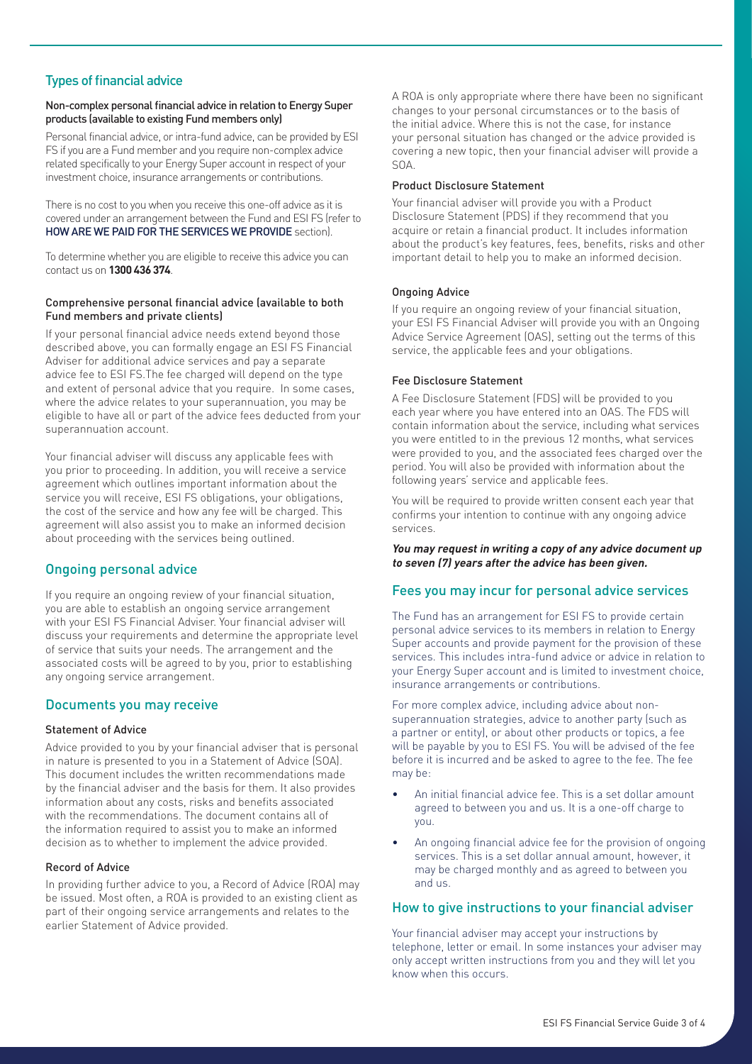## Types of financial advice

### Non-complex personal financial advice in relation to Energy Super products (available to existing Fund members only)

Personal financial advice, or intra-fund advice, can be provided by ESI FS if you are a Fund member and you require non-complex advice related specifically to your Energy Super account in respect of your investment choice, insurance arrangements or contributions.

There is no cost to you when you receive this one-off advice as it is covered under an arrangement between the Fund and ESI FS (refer to **HOW ARE WE PAID FOR THE SERVICES WE PROVIDE** section).

To determine whether you are eligible to receive this advice you can contact us on **1300 436 374**.

### Comprehensive personal financial advice (available to both Fund members and private clients)

If your personal financial advice needs extend beyond those described above, you can formally engage an ESI FS Financial Adviser for additional advice services and pay a separate advice fee to ESI FS.The fee charged will depend on the type and extent of personal advice that you require. In some cases, where the advice relates to your superannuation, you may be eligible to have all or part of the advice fees deducted from your superannuation account.

Your financial adviser will discuss any applicable fees with you prior to proceeding. In addition, you will receive a service agreement which outlines important information about the service you will receive, ESI FS obligations, your obligations, the cost of the service and how any fee will be charged. This agreement will also assist you to make an informed decision about proceeding with the services being outlined.

## Ongoing personal advice

If you require an ongoing review of your financial situation, you are able to establish an ongoing service arrangement with your ESI FS Financial Adviser. Your financial adviser will discuss your requirements and determine the appropriate level of service that suits your needs. The arrangement and the associated costs will be agreed to by you, prior to establishing any ongoing service arrangement.

## Documents you may receive

### Statement of Advice

Advice provided to you by your financial adviser that is personal in nature is presented to you in a Statement of Advice (SOA). This document includes the written recommendations made by the financial adviser and the basis for them. It also provides information about any costs, risks and benefits associated with the recommendations. The document contains all of the information required to assist you to make an informed decision as to whether to implement the advice provided.

### Record of Advice

In providing further advice to you, a Record of Advice (ROA) may be issued. Most often, a ROA is provided to an existing client as part of their ongoing service arrangements and relates to the earlier Statement of Advice provided.

A ROA is only appropriate where there have been no significant changes to your personal circumstances or to the basis of the initial advice. Where this is not the case, for instance your personal situation has changed or the advice provided is covering a new topic, then your financial adviser will provide a SOA.

### Product Disclosure Statement

Your financial adviser will provide you with a Product Disclosure Statement (PDS) if they recommend that you acquire or retain a financial product. It includes information about the product's key features, fees, benefits, risks and other important detail to help you to make an informed decision.

### Ongoing Advice

If you require an ongoing review of your financial situation, your ESI FS Financial Adviser will provide you with an Ongoing Advice Service Agreement (OAS), setting out the terms of this service, the applicable fees and your obligations.

### Fee Disclosure Statement

A Fee Disclosure Statement (FDS) will be provided to you each year where you have entered into an OAS. The FDS will contain information about the service, including what services you were entitled to in the previous 12 months, what services were provided to you, and the associated fees charged over the period. You will also be provided with information about the following years' service and applicable fees.

You will be required to provide written consent each year that confirms your intention to continue with any ongoing advice services.

***You may request in writing a copy of any advice document up to seven (7) years after the advice has been given.***

## Fees you may incur for personal advice services

The Fund has an arrangement for ESI FS to provide certain personal advice services to its members in relation to Energy Super accounts and provide payment for the provision of these services. This includes intra-fund advice or advice in relation to your Energy Super account and is limited to investment choice, insurance arrangements or contributions.

For more complex advice, including advice about non-superannuation strategies, advice to another party (such as a partner or entity), or about other products or topics, a fee will be payable by you to ESI FS. You will be advised of the fee before it is incurred and be asked to agree to the fee. The fee may be:

- An initial financial advice fee. This is a set dollar amount agreed to between you and us. It is a one-off charge to you.
- An ongoing financial advice fee for the provision of ongoing services. This is a set dollar annual amount, however, it may be charged monthly and as agreed to between you and us.

## How to give instructions to your financial adviser

Your financial adviser may accept your instructions by telephone, letter or email. In some instances your adviser may only accept written instructions from you and they will let you know when this occurs.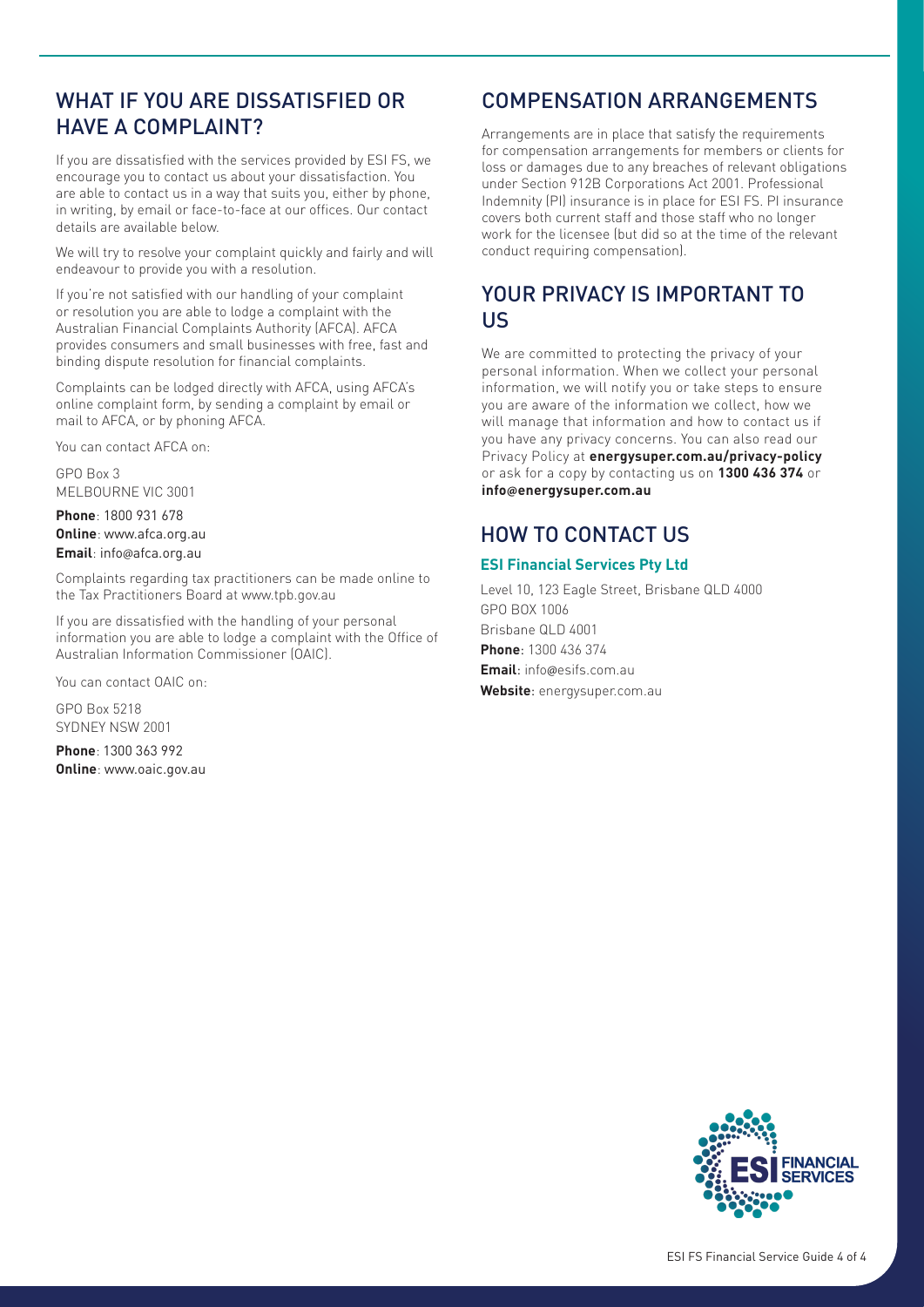## WHAT IF YOU ARE DISSATISFIED OR HAVE A COMPLAINT?

If you are dissatisfied with the services provided by ESI FS, we encourage you to contact us about your dissatisfaction. You are able to contact us in a way that suits you, either by phone, in writing, by email or face-to-face at our offices. Our contact details are available below.

We will try to resolve your complaint quickly and fairly and will endeavour to provide you with a resolution.

If you're not satisfied with our handling of your complaint or resolution you are able to lodge a complaint with the Australian Financial Complaints Authority (AFCA). AFCA provides consumers and small businesses with free, fast and binding dispute resolution for financial complaints.

Complaints can be lodged directly with AFCA, using AFCA's online complaint form, by sending a complaint by email or mail to AFCA, or by phoning AFCA.

You can contact AFCA on:

GPO Box 3
MELBOURNE VIC 3001

**Phone**: 1800 931 678
**Online**: www.afca.org.au
**Email**: info@afca.org.au

Complaints regarding tax practitioners can be made online to the Tax Practitioners Board at www.tpb.gov.au

If you are dissatisfied with the handling of your personal information you are able to lodge a complaint with the Office of Australian Information Commissioner (OAIC).

You can contact OAIC on:

GPO Box 5218
SYDNEY NSW 2001

**Phone**: 1300 363 992
**Online**: www.oaic.gov.au

## COMPENSATION ARRANGEMENTS

Arrangements are in place that satisfy the requirements for compensation arrangements for members or clients for loss or damages due to any breaches of relevant obligations under Section 912B Corporations Act 2001. Professional Indemnity (PI) insurance is in place for ESI FS. PI insurance covers both current staff and those staff who no longer work for the licensee (but did so at the time of the relevant conduct requiring compensation).

## YOUR PRIVACY IS IMPORTANT TO US

We are committed to protecting the privacy of your personal information. When we collect your personal information, we will notify you or take steps to ensure you are aware of the information we collect, how we will manage that information and how to contact us if you have any privacy concerns. You can also read our Privacy Policy at **energysuper.com.au/privacy-policy** or ask for a copy by contacting us on **1300 436 374** or **info@energysuper.com.au**

## HOW TO CONTACT US

### ESI Financial Services Pty Ltd

Level 10, 123 Eagle Street, Brisbane QLD 4000
GPO BOX 1006
Brisbane QLD 4001
**Phone**: 1300 436 374
**Email**: info@esifs.com.au
**Website**: energysuper.com.au

ESI FINANCIAL SERVICES